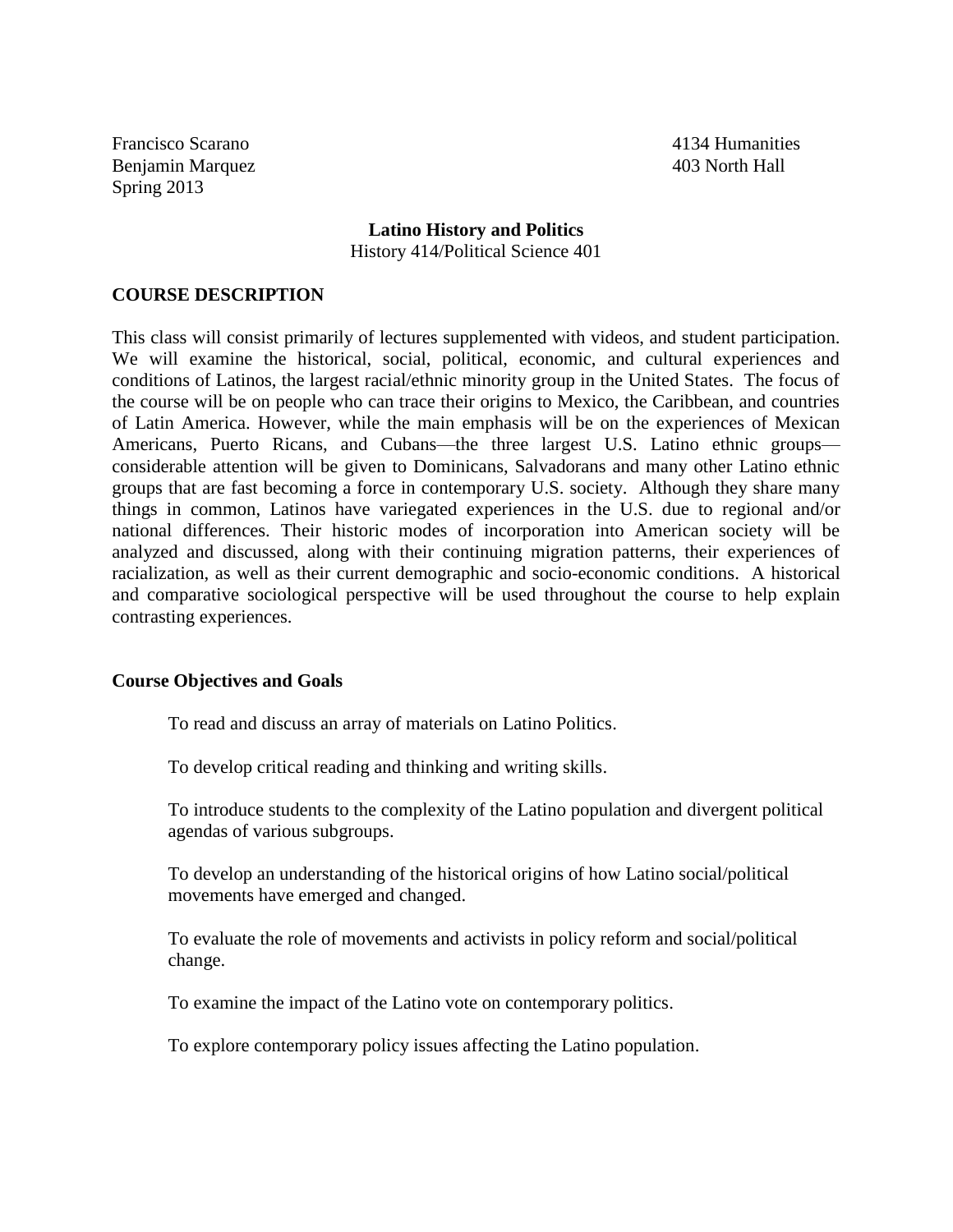Francisco Scarano 4134 Humanities
Benjamin Marquez 403 North Hall
Spring 2013

**Latino History and Politics**
History 414/Political Science 401

## COURSE DESCRIPTION

This class will consist primarily of lectures supplemented with videos, and student participation. We will examine the historical, social, political, economic, and cultural experiences and conditions of Latinos, the largest racial/ethnic minority group in the United States. The focus of the course will be on people who can trace their origins to Mexico, the Caribbean, and countries of Latin America. However, while the main emphasis will be on the experiences of Mexican Americans, Puerto Ricans, and Cubans—the three largest U.S. Latino ethnic groups—considerable attention will be given to Dominicans, Salvadorans and many other Latino ethnic groups that are fast becoming a force in contemporary U.S. society. Although they share many things in common, Latinos have variegated experiences in the U.S. due to regional and/or national differences. Their historic modes of incorporation into American society will be analyzed and discussed, along with their continuing migration patterns, their experiences of racialization, as well as their current demographic and socio-economic conditions. A historical and comparative sociological perspective will be used throughout the course to help explain contrasting experiences.

### Course Objectives and Goals

To read and discuss an array of materials on Latino Politics.

To develop critical reading and thinking and writing skills.

To introduce students to the complexity of the Latino population and divergent political agendas of various subgroups.

To develop an understanding of the historical origins of how Latino social/political movements have emerged and changed.

To evaluate the role of movements and activists in policy reform and social/political change.

To examine the impact of the Latino vote on contemporary politics.

To explore contemporary policy issues affecting the Latino population.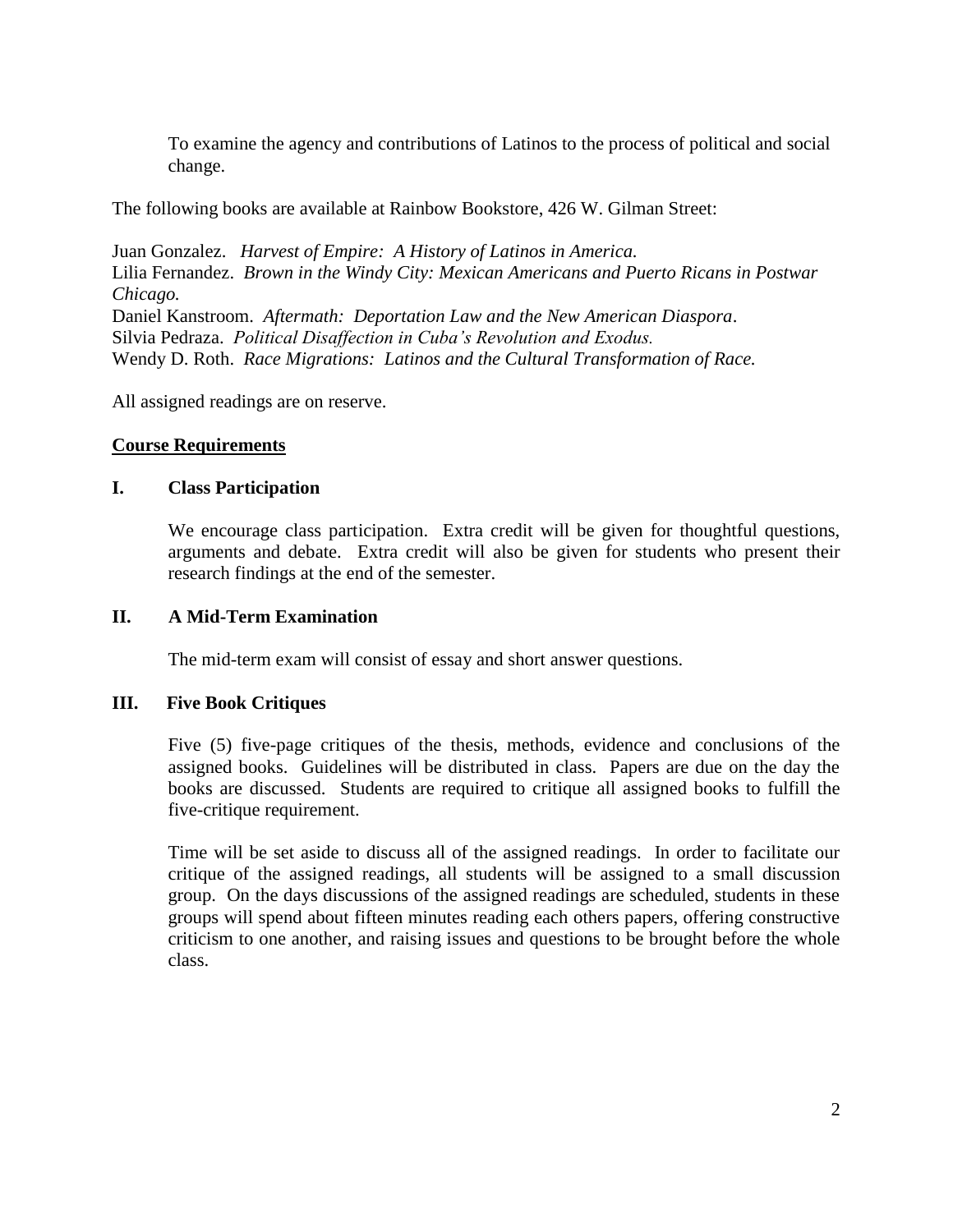To examine the agency and contributions of Latinos to the process of political and social change.

The following books are available at Rainbow Bookstore, 426 W. Gilman Street:

Juan Gonzalez. *Harvest of Empire: A History of Latinos in America.*
Lilia Fernandez. *Brown in the Windy City: Mexican Americans and Puerto Ricans in Postwar Chicago.*
Daniel Kanstroom. *Aftermath: Deportation Law and the New American Diaspora*.
Silvia Pedraza. *Political Disaffection in Cuba's Revolution and Exodus.*
Wendy D. Roth. *Race Migrations: Latinos and the Cultural Transformation of Race.*

All assigned readings are on reserve.

## Course Requirements

### I. Class Participation

We encourage class participation. Extra credit will be given for thoughtful questions, arguments and debate. Extra credit will also be given for students who present their research findings at the end of the semester.

### II. A Mid-Term Examination

The mid-term exam will consist of essay and short answer questions.

### III. Five Book Critiques

Five (5) five-page critiques of the thesis, methods, evidence and conclusions of the assigned books. Guidelines will be distributed in class. Papers are due on the day the books are discussed. Students are required to critique all assigned books to fulfill the five-critique requirement.

Time will be set aside to discuss all of the assigned readings. In order to facilitate our critique of the assigned readings, all students will be assigned to a small discussion group. On the days discussions of the assigned readings are scheduled, students in these groups will spend about fifteen minutes reading each others papers, offering constructive criticism to one another, and raising issues and questions to be brought before the whole class.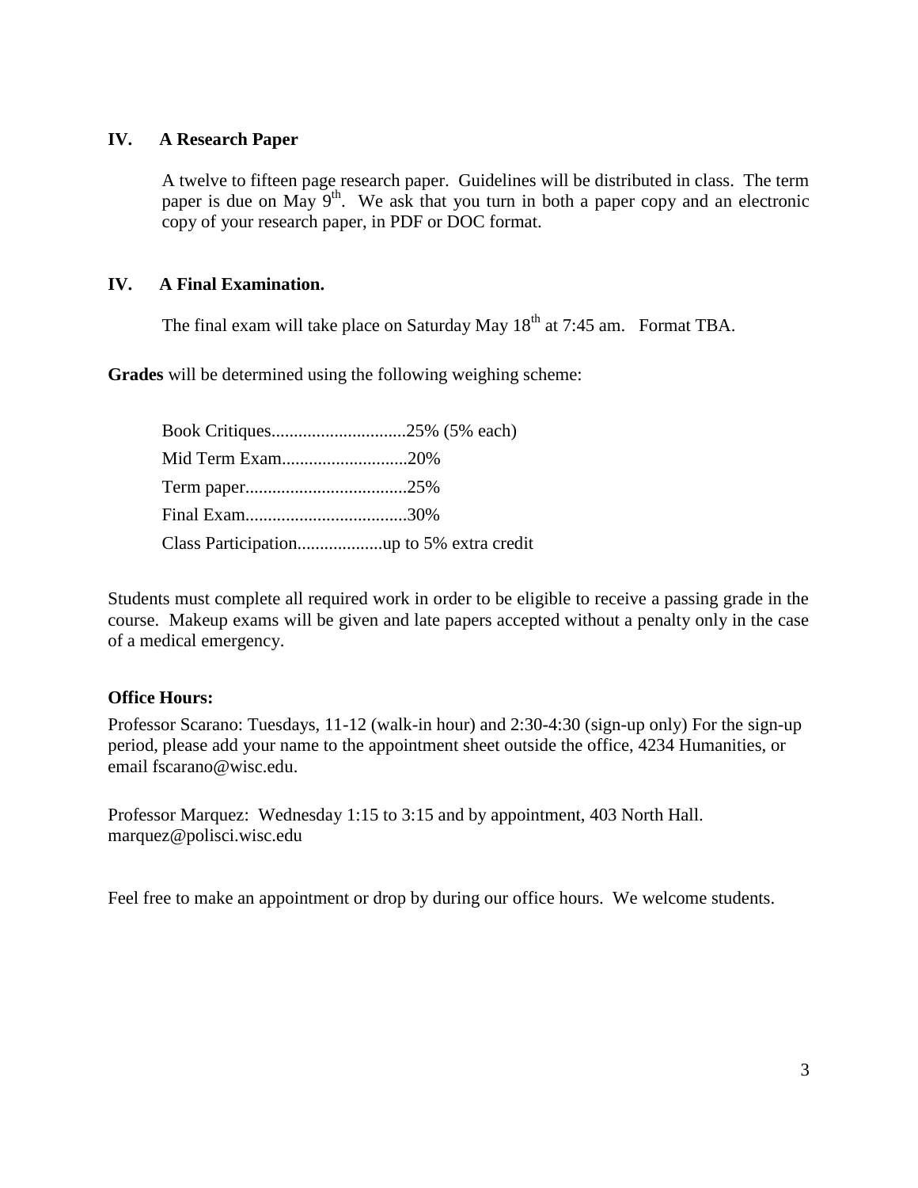### IV. A Research Paper

A twelve to fifteen page research paper. Guidelines will be distributed in class. The term paper is due on May 9th. We ask that you turn in both a paper copy and an electronic copy of your research paper, in PDF or DOC format.

### IV. A Final Examination.

The final exam will take place on Saturday May 18th at 7:45 am. Format TBA.

**Grades** will be determined using the following weighing scheme:

Book Critiques..............................25% (5% each)
Mid Term Exam............................20%
Term paper....................................25%
Final Exam....................................30%
Class Participation...................up to 5% extra credit

Students must complete all required work in order to be eligible to receive a passing grade in the course. Makeup exams will be given and late papers accepted without a penalty only in the case of a medical emergency.

**Office Hours:**

Professor Scarano: Tuesdays, 11-12 (walk-in hour) and 2:30-4:30 (sign-up only) For the sign-up period, please add your name to the appointment sheet outside the office, 4234 Humanities, or email fscarano@wisc.edu.

Professor Marquez: Wednesday 1:15 to 3:15 and by appointment, 403 North Hall. marquez@polisci.wisc.edu

Feel free to make an appointment or drop by during our office hours. We welcome students.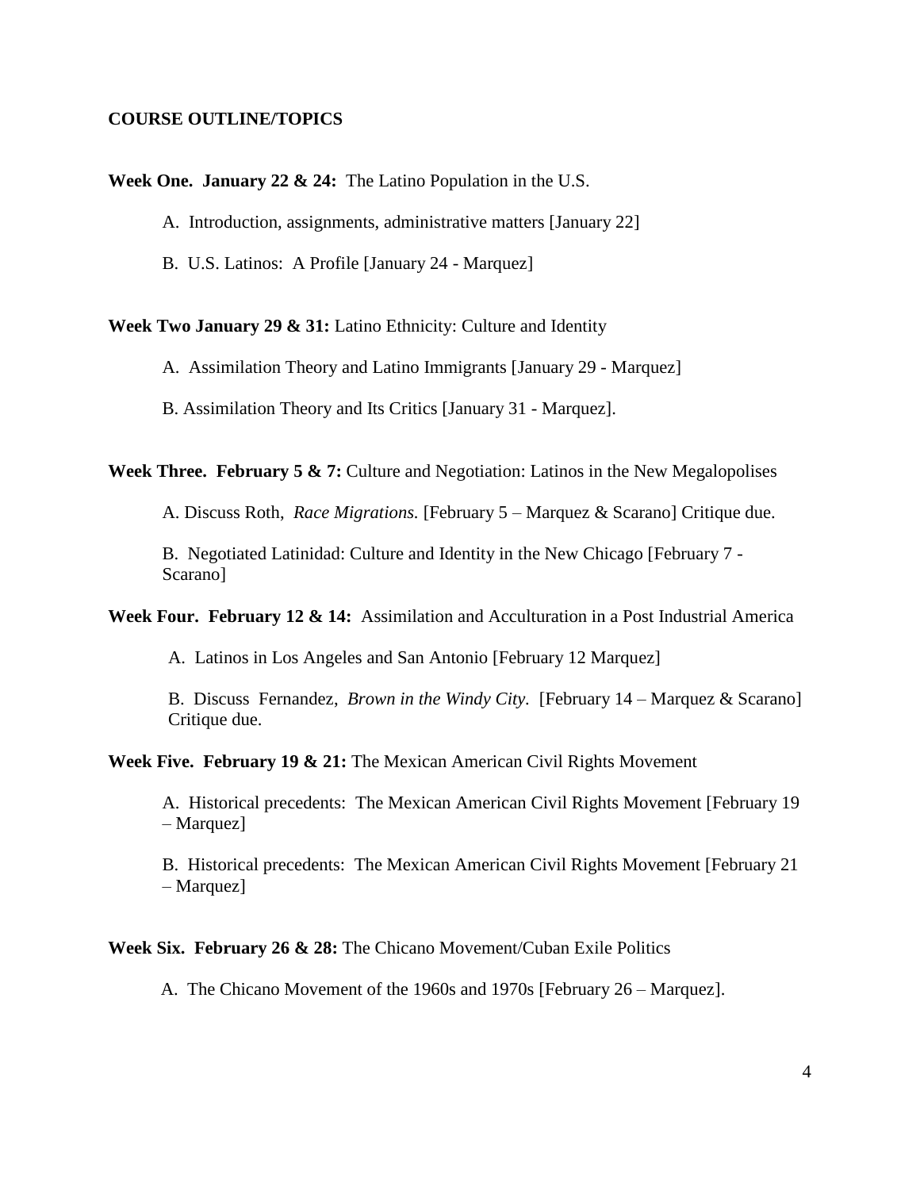**COURSE OUTLINE/TOPICS**

**Week One. January 22 & 24:** The Latino Population in the U.S.

A. Introduction, assignments, administrative matters [January 22]

B. U.S. Latinos: A Profile [January 24 - Marquez]

**Week Two January 29 & 31:** Latino Ethnicity: Culture and Identity

A. Assimilation Theory and Latino Immigrants [January 29 - Marquez]

B. Assimilation Theory and Its Critics [January 31 - Marquez].

**Week Three. February 5 & 7:** Culture and Negotiation: Latinos in the New Megalopolises

A. Discuss Roth, *Race Migrations.* [February 5 – Marquez & Scarano] Critique due.

B. Negotiated Latinidad: Culture and Identity in the New Chicago [February 7 - Scarano]

**Week Four. February 12 & 14:** Assimilation and Acculturation in a Post Industrial America

A. Latinos in Los Angeles and San Antonio [February 12 Marquez]

B. Discuss Fernandez, *Brown in the Windy City.* [February 14 – Marquez & Scarano] Critique due.

**Week Five. February 19 & 21:** The Mexican American Civil Rights Movement

A. Historical precedents: The Mexican American Civil Rights Movement [February 19 – Marquez]

B. Historical precedents: The Mexican American Civil Rights Movement [February 21 – Marquez]

**Week Six. February 26 & 28:** The Chicano Movement/Cuban Exile Politics

A. The Chicano Movement of the 1960s and 1970s [February 26 – Marquez].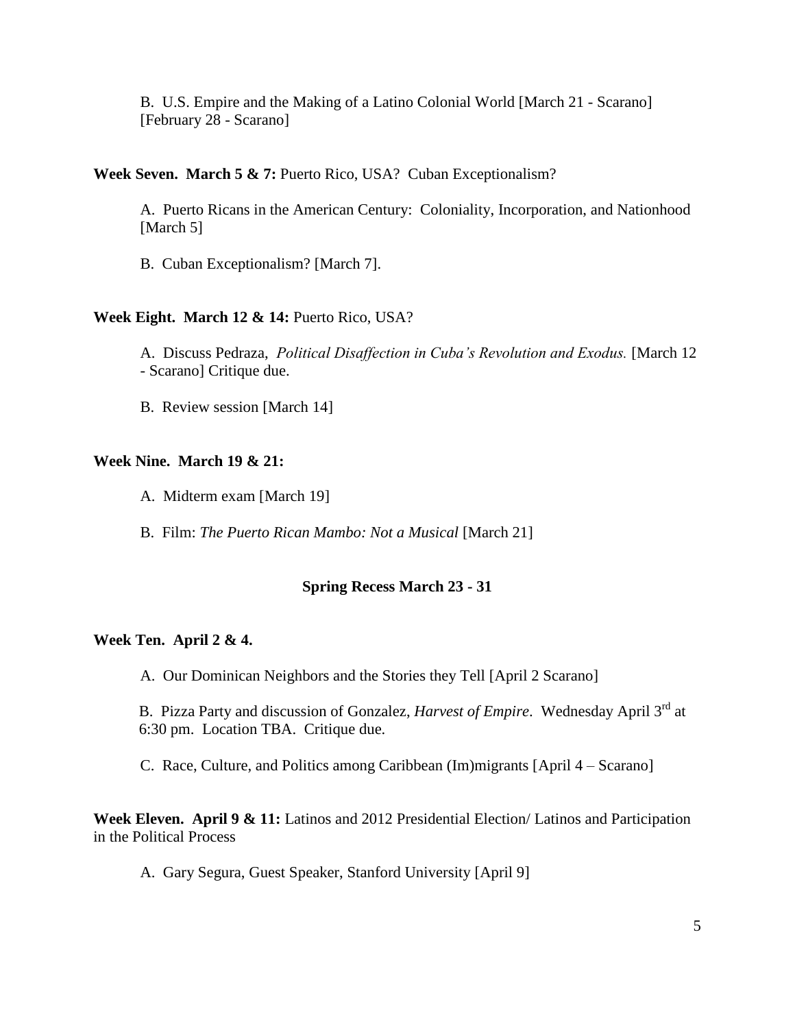B. U.S. Empire and the Making of a Latino Colonial World [March 21 - Scarano] [February 28 - Scarano]

**Week Seven. March 5 & 7:** Puerto Rico, USA? Cuban Exceptionalism?

A. Puerto Ricans in the American Century: Coloniality, Incorporation, and Nationhood [March 5]

B. Cuban Exceptionalism? [March 7].

**Week Eight. March 12 & 14:** Puerto Rico, USA?

A. Discuss Pedraza, *Political Disaffection in Cuba's Revolution and Exodus.* [March 12 - Scarano] Critique due.

B. Review session [March 14]

**Week Nine. March 19 & 21:**

A. Midterm exam [March 19]

B. Film: *The Puerto Rican Mambo: Not a Musical* [March 21]

**Spring Recess March 23 - 31**

**Week Ten. April 2 & 4.**

A. Our Dominican Neighbors and the Stories they Tell [April 2 Scarano]

B. Pizza Party and discussion of Gonzalez, *Harvest of Empire*. Wednesday April 3rd at 6:30 pm. Location TBA. Critique due.

C. Race, Culture, and Politics among Caribbean (Im)migrants [April 4 – Scarano]

**Week Eleven. April 9 & 11:** Latinos and 2012 Presidential Election/ Latinos and Participation in the Political Process

A. Gary Segura, Guest Speaker, Stanford University [April 9]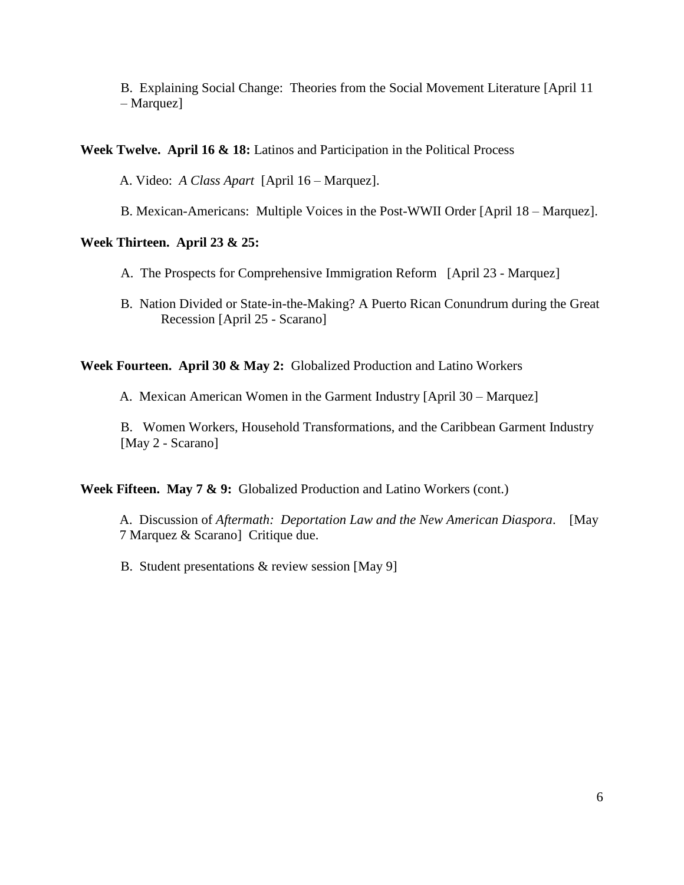B. Explaining Social Change: Theories from the Social Movement Literature [April 11 – Marquez]

**Week Twelve. April 16 & 18:** Latinos and Participation in the Political Process

A. Video: *A Class Apart* [April 16 – Marquez].

B. Mexican-Americans: Multiple Voices in the Post-WWII Order [April 18 – Marquez].

**Week Thirteen. April 23 & 25:**

A. The Prospects for Comprehensive Immigration Reform [April 23 - Marquez]

B. Nation Divided or State-in-the-Making? A Puerto Rican Conundrum during the Great Recession [April 25 - Scarano]

**Week Fourteen. April 30 & May 2:** Globalized Production and Latino Workers

A. Mexican American Women in the Garment Industry [April 30 – Marquez]

B. Women Workers, Household Transformations, and the Caribbean Garment Industry [May 2 - Scarano]

**Week Fifteen. May 7 & 9:** Globalized Production and Latino Workers (cont.)

A. Discussion of *Aftermath: Deportation Law and the New American Diaspora*. [May 7 Marquez & Scarano] Critique due.

B. Student presentations & review session [May 9]